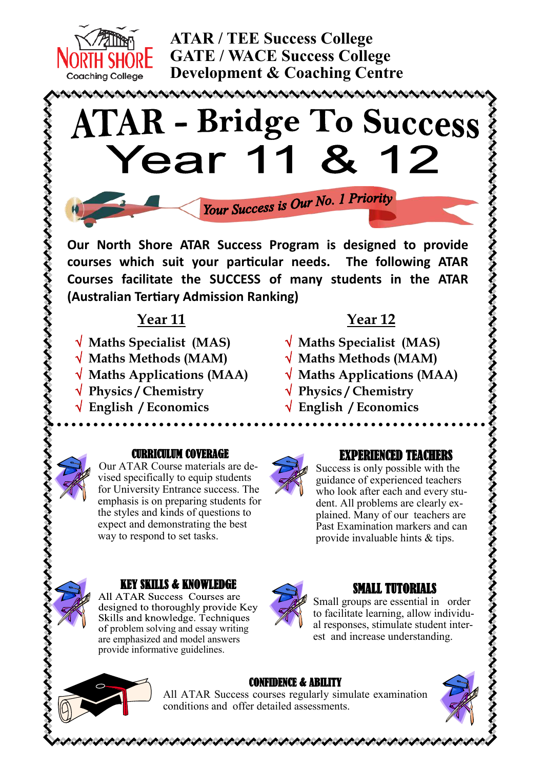NORTH SHORE Coaching College

**ATAR / TEE Success College**
**GATE / WACE Success College**
**Development & Coaching Centre**

# ATAR - Bridge To Success
# Year 11 & 12

*Your Success is Our No. 1 Priority*

**Our North Shore ATAR Success Program is designed to provide courses which suit your particular needs. The following ATAR Courses facilitate the SUCCESS of many students in the ATAR (Australian Tertiary Admission Ranking)**

## Year 11

- √ Maths Specialist (MAS)
- √ Maths Methods (MAM)
- √ Maths Applications (MAA)
- √ Physics / Chemistry
- √ English / Economics

## Year 12

- √ Maths Specialist (MAS)
- √ Maths Methods (MAM)
- √ Maths Applications (MAA)
- √ Physics / Chemistry
- √ English / Economics

### CURRICULUM COVERAGE

Our ATAR Course materials are devised specifically to equip students for University Entrance success. The emphasis is on preparing students for the styles and kinds of questions to expect and demonstrating the best way to respond to set tasks.

### EXPERIENCED TEACHERS

Success is only possible with the guidance of experienced teachers who look after each and every student. All problems are clearly explained. Many of our teachers are Past Examination markers and can provide invaluable hints & tips.

### KEY SKILLS & KNOWLEDGE

All ATAR Success Courses are designed to thoroughly provide Key Skills and knowledge. Techniques of problem solving and essay writing are emphasized and model answers provide informative guidelines.

### SMALL TUTORIALS

Small groups are essential in order to facilitate learning, allow individual responses, stimulate student interest and increase understanding.

### CONFIDENCE & ABILITY

All ATAR Success courses regularly simulate examination conditions and offer detailed assessments.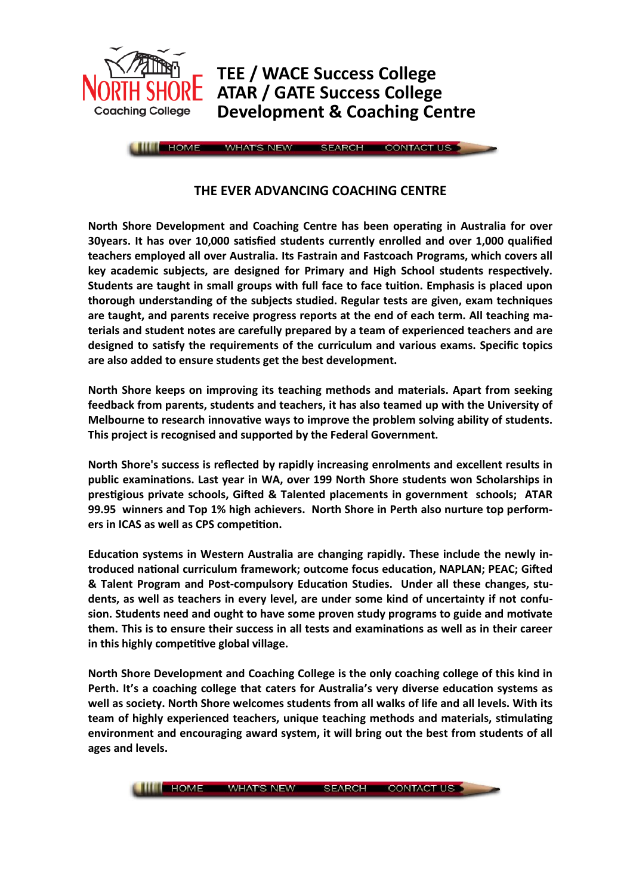North Shore Coaching College

**TEE / WACE Success College**
**ATAR / GATE Success College**
**Development & Coaching Centre**

HOME WHAT'S NEW SEARCH CONTACT US

## THE EVER ADVANCING COACHING CENTRE

**North Shore Development and Coaching Centre has been operating in Australia for over 30years. It has over 10,000 satisfied students currently enrolled and over 1,000 qualified teachers employed all over Australia. Its Fastrain and Fastcoach Programs, which covers all key academic subjects, are designed for Primary and High School students respectively. Students are taught in small groups with full face to face tuition. Emphasis is placed upon thorough understanding of the subjects studied. Regular tests are given, exam techniques are taught, and parents receive progress reports at the end of each term. All teaching materials and student notes are carefully prepared by a team of experienced teachers and are designed to satisfy the requirements of the curriculum and various exams. Specific topics are also added to ensure students get the best development.**

**North Shore keeps on improving its teaching methods and materials. Apart from seeking feedback from parents, students and teachers, it has also teamed up with the University of Melbourne to research innovative ways to improve the problem solving ability of students. This project is recognised and supported by the Federal Government.**

**North Shore's success is reflected by rapidly increasing enrolments and excellent results in public examinations. Last year in WA, over 199 North Shore students won Scholarships in prestigious private schools, Gifted & Talented placements in government schools; ATAR 99.95 winners and Top 1% high achievers. North Shore in Perth also nurture top performers in ICAS as well as CPS competition.**

**Education systems in Western Australia are changing rapidly. These include the newly introduced national curriculum framework; outcome focus education, NAPLAN; PEAC; Gifted & Talent Program and Post-compulsory Education Studies. Under all these changes, students, as well as teachers in every level, are under some kind of uncertainty if not confusion. Students need and ought to have some proven study programs to guide and motivate them. This is to ensure their success in all tests and examinations as well as in their career in this highly competitive global village.**

**North Shore Development and Coaching College is the only coaching college of this kind in Perth. It's a coaching college that caters for Australia's very diverse education systems as well as society. North Shore welcomes students from all walks of life and all levels. With its team of highly experienced teachers, unique teaching methods and materials, stimulating environment and encouraging award system, it will bring out the best from students of all ages and levels.**

HOME WHAT'S NEW SEARCH CONTACT US